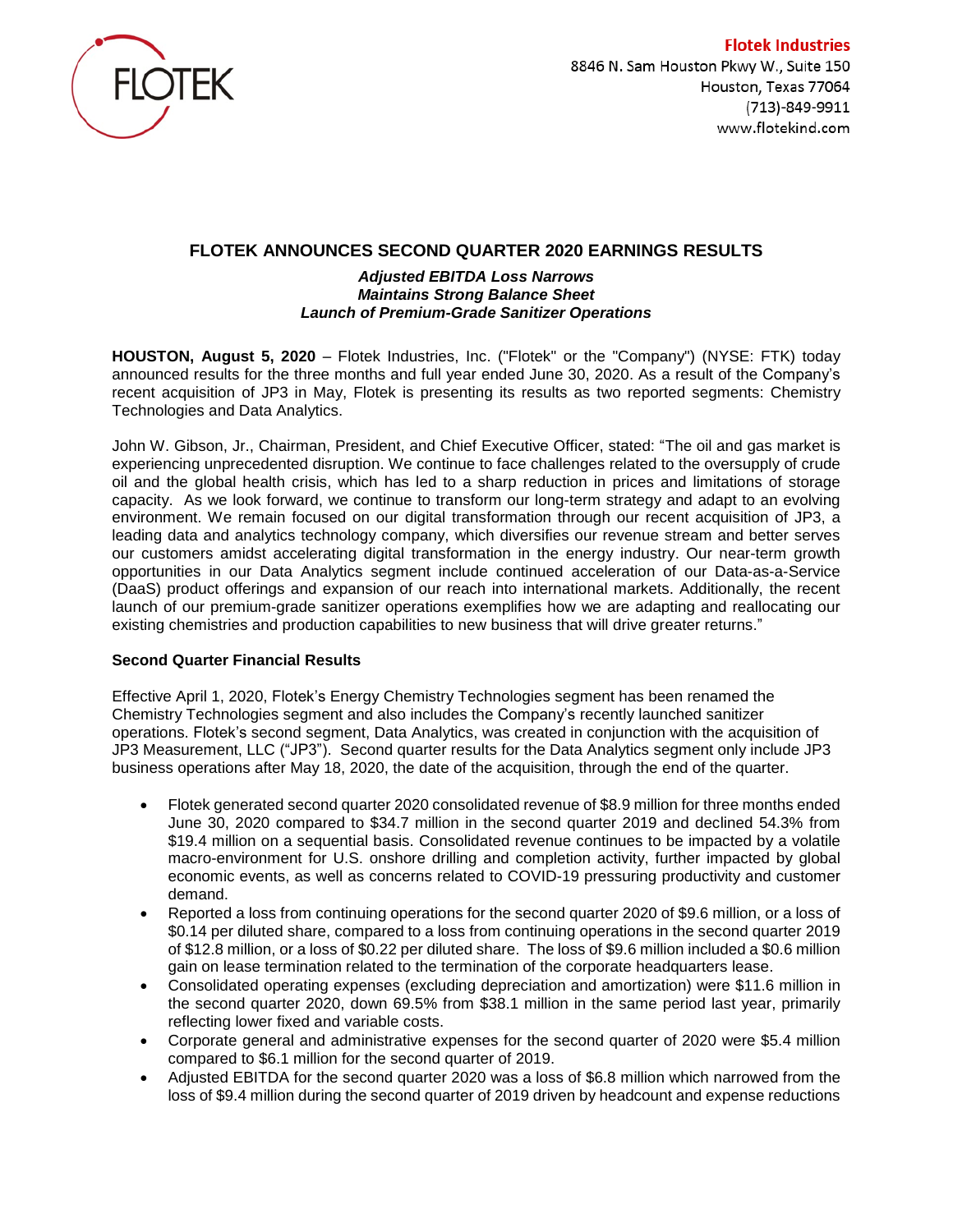Flotek Industries
8846 N. Sam Houston Pkwy W., Suite 150
Houston, Texas 77064
(713)-849-9911
www.flotekind.com

# FLOTEK ANNOUNCES SECOND QUARTER 2020 EARNINGS RESULTS

***Adjusted EBITDA Loss Narrows***
***Maintains Strong Balance Sheet***
***Launch of Premium-Grade Sanitizer Operations***

**HOUSTON, August 5, 2020** – Flotek Industries, Inc. ("Flotek" or the "Company") (NYSE: FTK) today announced results for the three months and full year ended June 30, 2020. As a result of the Company's recent acquisition of JP3 in May, Flotek is presenting its results as two reported segments: Chemistry Technologies and Data Analytics.

John W. Gibson, Jr., Chairman, President, and Chief Executive Officer, stated: "The oil and gas market is experiencing unprecedented disruption. We continue to face challenges related to the oversupply of crude oil and the global health crisis, which has led to a sharp reduction in prices and limitations of storage capacity. As we look forward, we continue to transform our long-term strategy and adapt to an evolving environment. We remain focused on our digital transformation through our recent acquisition of JP3, a leading data and analytics technology company, which diversifies our revenue stream and better serves our customers amidst accelerating digital transformation in the energy industry. Our near-term growth opportunities in our Data Analytics segment include continued acceleration of our Data-as-a-Service (DaaS) product offerings and expansion of our reach into international markets. Additionally, the recent launch of our premium-grade sanitizer operations exemplifies how we are adapting and reallocating our existing chemistries and production capabilities to new business that will drive greater returns."

### Second Quarter Financial Results

Effective April 1, 2020, Flotek's Energy Chemistry Technologies segment has been renamed the Chemistry Technologies segment and also includes the Company's recently launched sanitizer operations. Flotek's second segment, Data Analytics, was created in conjunction with the acquisition of JP3 Measurement, LLC ("JP3"). Second quarter results for the Data Analytics segment only include JP3 business operations after May 18, 2020, the date of the acquisition, through the end of the quarter.

- Flotek generated second quarter 2020 consolidated revenue of $8.9 million for three months ended June 30, 2020 compared to $34.7 million in the second quarter 2019 and declined 54.3% from $19.4 million on a sequential basis. Consolidated revenue continues to be impacted by a volatile macro-environment for U.S. onshore drilling and completion activity, further impacted by global economic events, as well as concerns related to COVID-19 pressuring productivity and customer demand.
- Reported a loss from continuing operations for the second quarter 2020 of $9.6 million, or a loss of $0.14 per diluted share, compared to a loss from continuing operations in the second quarter 2019 of $12.8 million, or a loss of $0.22 per diluted share. The loss of $9.6 million included a $0.6 million gain on lease termination related to the termination of the corporate headquarters lease.
- Consolidated operating expenses (excluding depreciation and amortization) were $11.6 million in the second quarter 2020, down 69.5% from $38.1 million in the same period last year, primarily reflecting lower fixed and variable costs.
- Corporate general and administrative expenses for the second quarter of 2020 were $5.4 million compared to $6.1 million for the second quarter of 2019.
- Adjusted EBITDA for the second quarter 2020 was a loss of $6.8 million which narrowed from the loss of $9.4 million during the second quarter of 2019 driven by headcount and expense reductions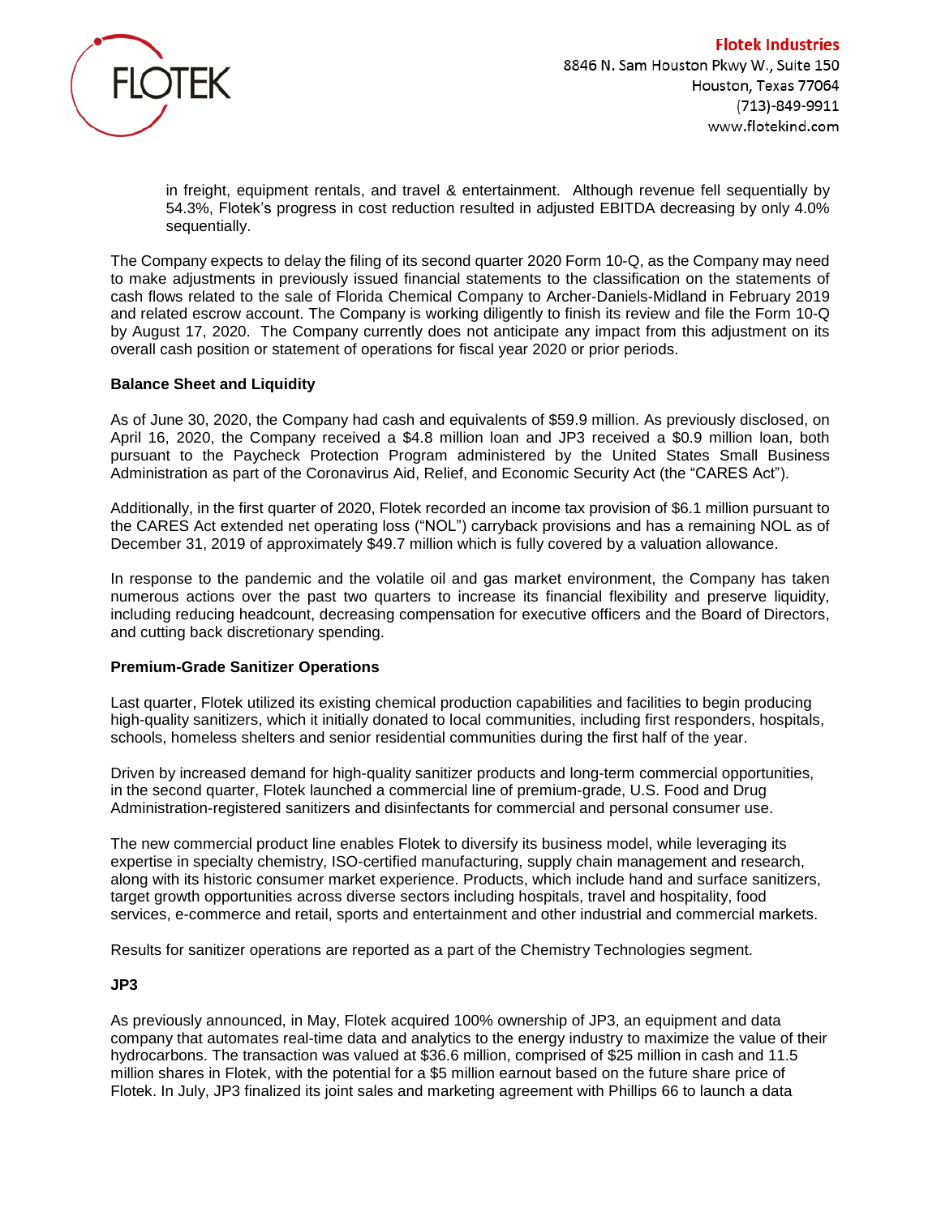in freight, equipment rentals, and travel & entertainment. Although revenue fell sequentially by 54.3%, Flotek's progress in cost reduction resulted in adjusted EBITDA decreasing by only 4.0% sequentially.

The Company expects to delay the filing of its second quarter 2020 Form 10-Q, as the Company may need to make adjustments in previously issued financial statements to the classification on the statements of cash flows related to the sale of Florida Chemical Company to Archer-Daniels-Midland in February 2019 and related escrow account. The Company is working diligently to finish its review and file the Form 10-Q by August 17, 2020. The Company currently does not anticipate any impact from this adjustment on its overall cash position or statement of operations for fiscal year 2020 or prior periods.

**Balance Sheet and Liquidity**

As of June 30, 2020, the Company had cash and equivalents of $59.9 million. As previously disclosed, on April 16, 2020, the Company received a $4.8 million loan and JP3 received a $0.9 million loan, both pursuant to the Paycheck Protection Program administered by the United States Small Business Administration as part of the Coronavirus Aid, Relief, and Economic Security Act (the "CARES Act").

Additionally, in the first quarter of 2020, Flotek recorded an income tax provision of $6.1 million pursuant to the CARES Act extended net operating loss ("NOL") carryback provisions and has a remaining NOL as of December 31, 2019 of approximately $49.7 million which is fully covered by a valuation allowance.

In response to the pandemic and the volatile oil and gas market environment, the Company has taken numerous actions over the past two quarters to increase its financial flexibility and preserve liquidity, including reducing headcount, decreasing compensation for executive officers and the Board of Directors, and cutting back discretionary spending.

**Premium-Grade Sanitizer Operations**

Last quarter, Flotek utilized its existing chemical production capabilities and facilities to begin producing high-quality sanitizers, which it initially donated to local communities, including first responders, hospitals, schools, homeless shelters and senior residential communities during the first half of the year.

Driven by increased demand for high-quality sanitizer products and long-term commercial opportunities, in the second quarter, Flotek launched a commercial line of premium-grade, U.S. Food and Drug Administration-registered sanitizers and disinfectants for commercial and personal consumer use.

The new commercial product line enables Flotek to diversify its business model, while leveraging its expertise in specialty chemistry, ISO-certified manufacturing, supply chain management and research, along with its historic consumer market experience. Products, which include hand and surface sanitizers, target growth opportunities across diverse sectors including hospitals, travel and hospitality, food services, e-commerce and retail, sports and entertainment and other industrial and commercial markets.

Results for sanitizer operations are reported as a part of the Chemistry Technologies segment.

**JP3**

As previously announced, in May, Flotek acquired 100% ownership of JP3, an equipment and data company that automates real-time data and analytics to the energy industry to maximize the value of their hydrocarbons. The transaction was valued at $36.6 million, comprised of $25 million in cash and 11.5 million shares in Flotek, with the potential for a $5 million earnout based on the future share price of Flotek. In July, JP3 finalized its joint sales and marketing agreement with Phillips 66 to launch a data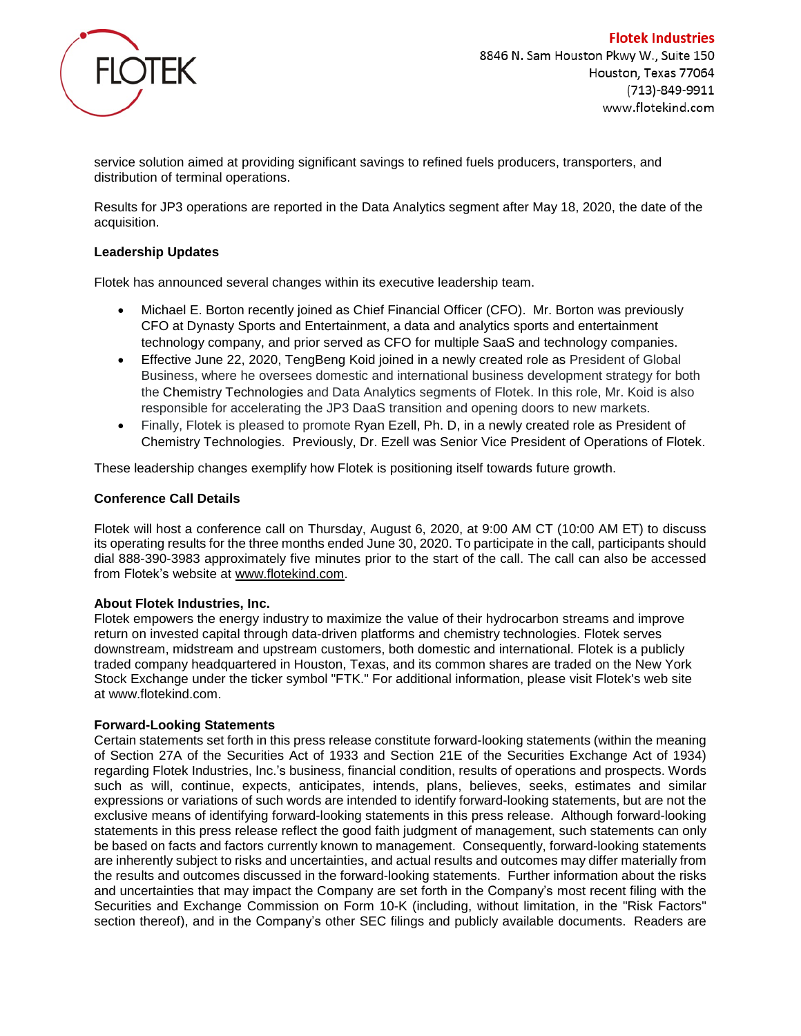service solution aimed at providing significant savings to refined fuels producers, transporters, and distribution of terminal operations.

Results for JP3 operations are reported in the Data Analytics segment after May 18, 2020, the date of the acquisition.

**Leadership Updates**

Flotek has announced several changes within its executive leadership team.

- Michael E. Borton recently joined as Chief Financial Officer (CFO). Mr. Borton was previously CFO at Dynasty Sports and Entertainment, a data and analytics sports and entertainment technology company, and prior served as CFO for multiple SaaS and technology companies.
- Effective June 22, 2020, TengBeng Koid joined in a newly created role as President of Global Business, where he oversees domestic and international business development strategy for both the Chemistry Technologies and Data Analytics segments of Flotek. In this role, Mr. Koid is also responsible for accelerating the JP3 DaaS transition and opening doors to new markets.
- Finally, Flotek is pleased to promote Ryan Ezell, Ph. D, in a newly created role as President of Chemistry Technologies. Previously, Dr. Ezell was Senior Vice President of Operations of Flotek.

These leadership changes exemplify how Flotek is positioning itself towards future growth.

**Conference Call Details**

Flotek will host a conference call on Thursday, August 6, 2020, at 9:00 AM CT (10:00 AM ET) to discuss its operating results for the three months ended June 30, 2020. To participate in the call, participants should dial 888-390-3983 approximately five minutes prior to the start of the call. The call can also be accessed from Flotek's website at www.flotekind.com.

**About Flotek Industries, Inc.**

Flotek empowers the energy industry to maximize the value of their hydrocarbon streams and improve return on invested capital through data-driven platforms and chemistry technologies. Flotek serves downstream, midstream and upstream customers, both domestic and international. Flotek is a publicly traded company headquartered in Houston, Texas, and its common shares are traded on the New York Stock Exchange under the ticker symbol "FTK." For additional information, please visit Flotek's web site at www.flotekind.com.

**Forward-Looking Statements**

Certain statements set forth in this press release constitute forward-looking statements (within the meaning of Section 27A of the Securities Act of 1933 and Section 21E of the Securities Exchange Act of 1934) regarding Flotek Industries, Inc.'s business, financial condition, results of operations and prospects. Words such as will, continue, expects, anticipates, intends, plans, believes, seeks, estimates and similar expressions or variations of such words are intended to identify forward-looking statements, but are not the exclusive means of identifying forward-looking statements in this press release. Although forward-looking statements in this press release reflect the good faith judgment of management, such statements can only be based on facts and factors currently known to management. Consequently, forward-looking statements are inherently subject to risks and uncertainties, and actual results and outcomes may differ materially from the results and outcomes discussed in the forward-looking statements. Further information about the risks and uncertainties that may impact the Company are set forth in the Company's most recent filing with the Securities and Exchange Commission on Form 10-K (including, without limitation, in the "Risk Factors" section thereof), and in the Company's other SEC filings and publicly available documents. Readers are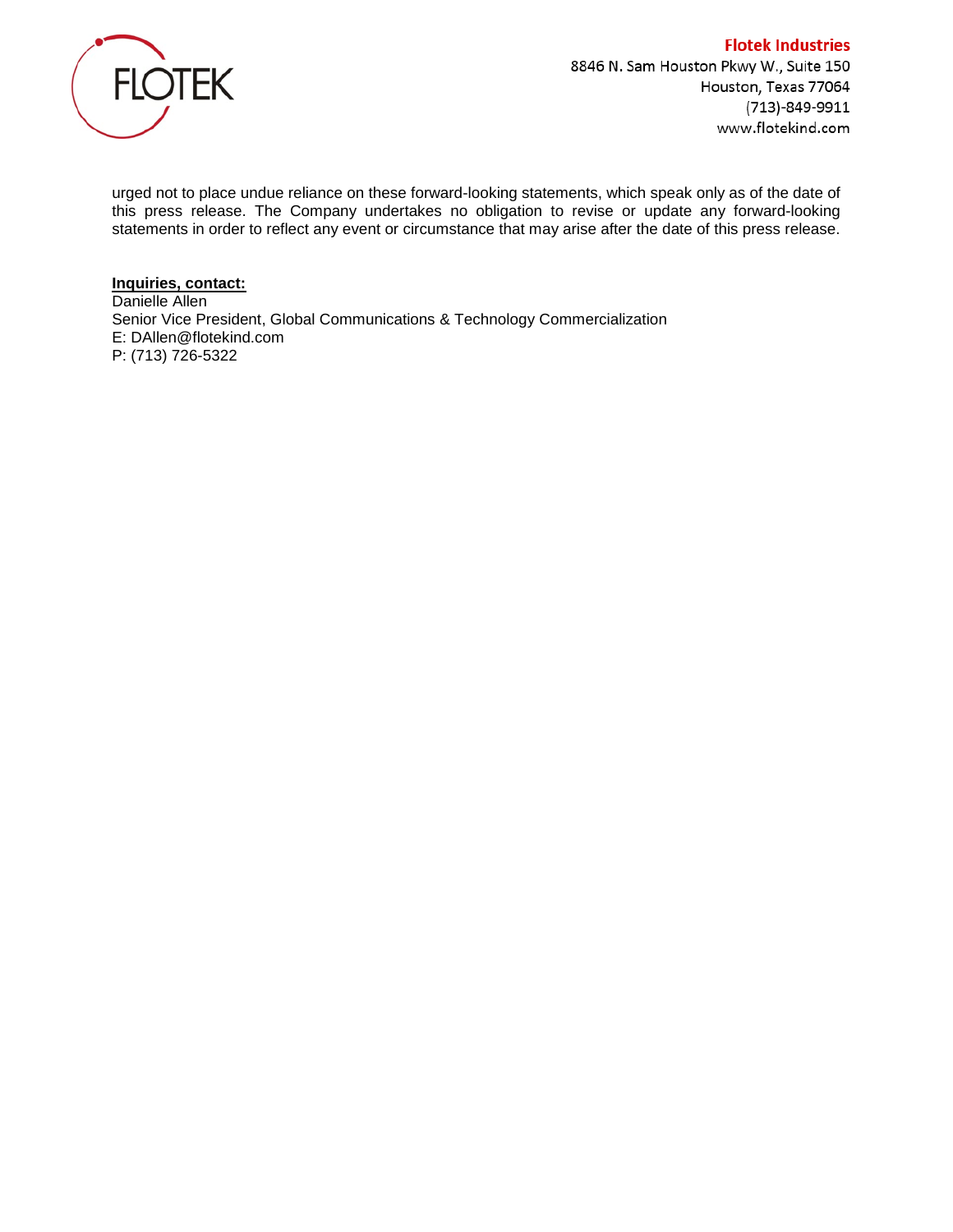urged not to place undue reliance on these forward-looking statements, which speak only as of the date of this press release. The Company undertakes no obligation to revise or update any forward-looking statements in order to reflect any event or circumstance that may arise after the date of this press release.

**Inquiries, contact:**
Danielle Allen
Senior Vice President, Global Communications & Technology Commercialization
E: DAllen@flotekind.com
P: (713) 726-5322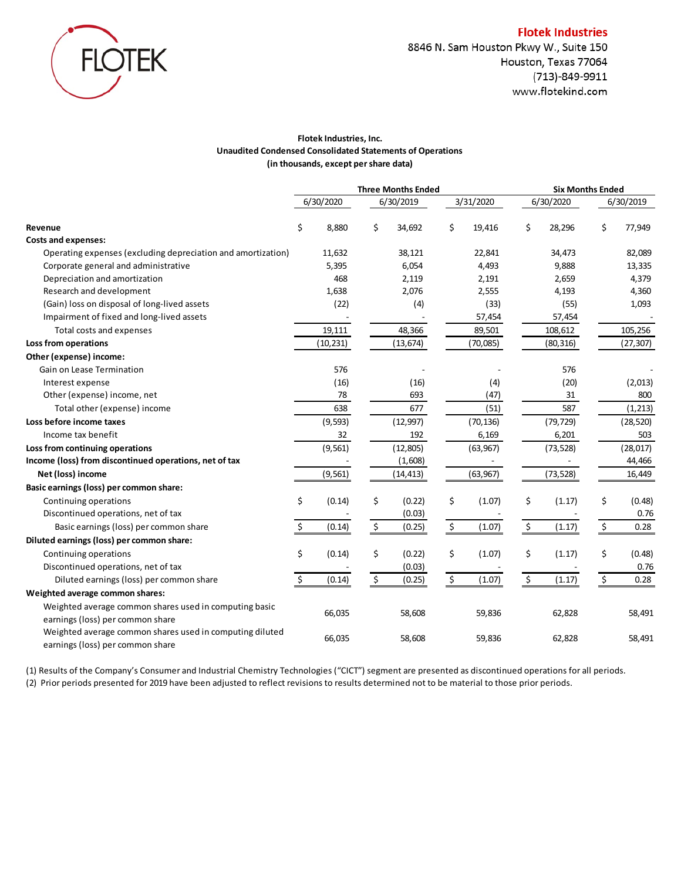**Flotek Industries**
8846 N. Sam Houston Pkwy W., Suite 150
Houston, Texas 77064
(713)-849-9911
www.flotekind.com

**Flotek Industries, Inc.**
**Unaudited Condensed Consolidated Statements of Operations**
**(in thousands, except per share data)**

| | Three Months Ended | | | Six Months Ended | |
|---|---|---|---|---|---|
| | 6/30/2020 | 6/30/2019 | 3/31/2020 | 6/30/2020 | 6/30/2019 |
| **Revenue** | $ 8,880 | $ 34,692 | $ 19,416 | $ 28,296 | $ 77,949 |
| **Costs and expenses:** | | | | | |
| Operating expenses (excluding depreciation and amortization) | 11,632 | 38,121 | 22,841 | 34,473 | 82,089 |
| Corporate general and administrative | 5,395 | 6,054 | 4,493 | 9,888 | 13,335 |
| Depreciation and amortization | 468 | 2,119 | 2,191 | 2,659 | 4,379 |
| Research and development | 1,638 | 2,076 | 2,555 | 4,193 | 4,360 |
| (Gain) loss on disposal of long-lived assets | (22) | (4) | (33) | (55) | 1,093 |
| Impairment of fixed and long-lived assets | - | - | 57,454 | 57,454 | - |
| Total costs and expenses | 19,111 | 48,366 | 89,501 | 108,612 | 105,256 |
| **Loss from operations** | (10,231) | (13,674) | (70,085) | (80,316) | (27,307) |
| **Other (expense) income:** | | | | | |
| Gain on Lease Termination | 576 | - | - | 576 | - |
| Interest expense | (16) | (16) | (4) | (20) | (2,013) |
| Other (expense) income, net | 78 | 693 | (47) | 31 | 800 |
| Total other (expense) income | 638 | 677 | (51) | 587 | (1,213) |
| **Loss before income taxes** | (9,593) | (12,997) | (70,136) | (79,729) | (28,520) |
| Income tax benefit | 32 | 192 | 6,169 | 6,201 | 503 |
| **Loss from continuing operations** | (9,561) | (12,805) | (63,967) | (73,528) | (28,017) |
| **Income (loss) from discontinued operations, net of tax** | - | (1,608) | - | - | 44,466 |
| **Net (loss) income** | (9,561) | (14,413) | (63,967) | (73,528) | 16,449 |
| **Basic earnings (loss) per common share:** | | | | | |
| Continuing operations | $ (0.14) | $ (0.22) | $ (1.07) | $ (1.17) | $ (0.48) |
| Discontinued operations, net of tax | - | (0.03) | - | - | 0.76 |
| Basic earnings (loss) per common share | $ (0.14) | $ (0.25) | $ (1.07) | $ (1.17) | $ 0.28 |
| **Diluted earnings (loss) per common share:** | | | | | |
| Continuing operations | $ (0.14) | $ (0.22) | $ (1.07) | $ (1.17) | $ (0.48) |
| Discontinued operations, net of tax | - | (0.03) | - | - | 0.76 |
| Diluted earnings (loss) per common share | $ (0.14) | $ (0.25) | $ (1.07) | $ (1.17) | $ 0.28 |
| **Weighted average common shares:** | | | | | |
| Weighted average common shares used in computing basic earnings (loss) per common share | 66,035 | 58,608 | 59,836 | 62,828 | 58,491 |
| Weighted average common shares used in computing diluted earnings (loss) per common share | 66,035 | 58,608 | 59,836 | 62,828 | 58,491 |

(1) Results of the Company's Consumer and Industrial Chemistry Technologies ("CICT") segment are presented as discontinued operations for all periods.
(2) Prior periods presented for 2019 have been adjusted to reflect revisions to results determined not to be material to those prior periods.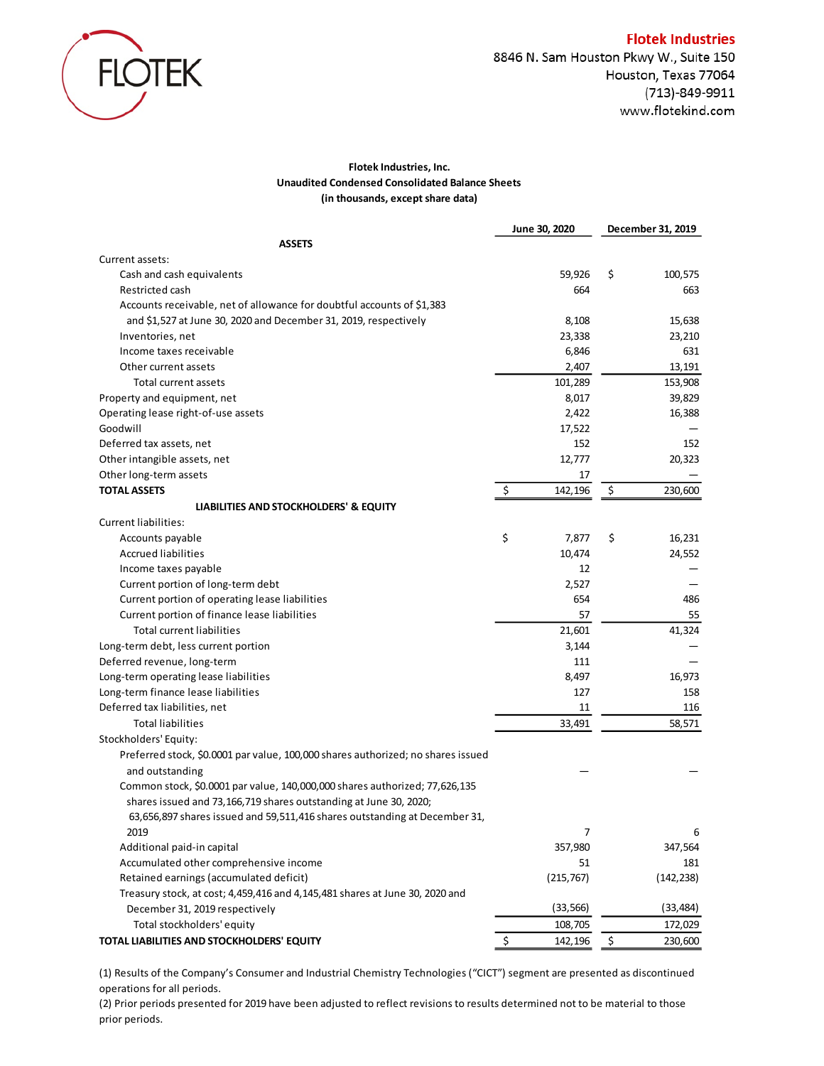**Flotek Industries**
8846 N. Sam Houston Pkwy W., Suite 150
Houston, Texas 77064
(713)-849-9911
www.flotekind.com

**Flotek Industries, Inc.**
**Unaudited Condensed Consolidated Balance Sheets**
**(in thousands, except share data)**

| | June 30, 2020 | December 31, 2019 |
|---|---|---|
| **ASSETS** | | |
| Current assets: | | |
| Cash and cash equivalents | 59,926 | $ 100,575 |
| Restricted cash | 664 | 663 |
| Accounts receivable, net of allowance for doubtful accounts of $1,383 and $1,527 at June 30, 2020 and December 31, 2019, respectively | 8,108 | 15,638 |
| Inventories, net | 23,338 | 23,210 |
| Income taxes receivable | 6,846 | 631 |
| Other current assets | 2,407 | 13,191 |
| Total current assets | 101,289 | 153,908 |
| Property and equipment, net | 8,017 | 39,829 |
| Operating lease right-of-use assets | 2,422 | 16,388 |
| Goodwill | 17,522 | — |
| Deferred tax assets, net | 152 | 152 |
| Other intangible assets, net | 12,777 | 20,323 |
| Other long-term assets | 17 | — |
| **TOTAL ASSETS** | $ 142,196 | $ 230,600 |
| **LIABILITIES AND STOCKHOLDERS' & EQUITY** | | |
| Current liabilities: | | |
| Accounts payable | $ 7,877 | $ 16,231 |
| Accrued liabilities | 10,474 | 24,552 |
| Income taxes payable | 12 | — |
| Current portion of long-term debt | 2,527 | — |
| Current portion of operating lease liabilities | 654 | 486 |
| Current portion of finance lease liabilities | 57 | 55 |
| Total current liabilities | 21,601 | 41,324 |
| Long-term debt, less current portion | 3,144 | — |
| Deferred revenue, long-term | 111 | — |
| Long-term operating lease liabilities | 8,497 | 16,973 |
| Long-term finance lease liabilities | 127 | 158 |
| Deferred tax liabilities, net | 11 | 116 |
| Total liabilities | 33,491 | 58,571 |
| Stockholders' Equity: | | |
| Preferred stock, $0.0001 par value, 100,000 shares authorized; no shares issued and outstanding | — | — |
| Common stock, $0.0001 par value, 140,000,000 shares authorized; 77,626,135 shares issued and 73,166,719 shares outstanding at June 30, 2020; 63,656,897 shares issued and 59,511,416 shares outstanding at December 31, 2019 | 7 | 6 |
| Additional paid-in capital | 357,980 | 347,564 |
| Accumulated other comprehensive income | 51 | 181 |
| Retained earnings (accumulated deficit) | (215,767) | (142,238) |
| Treasury stock, at cost; 4,459,416 and 4,145,481 shares at June 30, 2020 and December 31, 2019 respectively | (33,566) | (33,484) |
| Total stockholders' equity | 108,705 | 172,029 |
| **TOTAL LIABILITIES AND STOCKHOLDERS' EQUITY** | $ 142,196 | $ 230,600 |

(1) Results of the Company's Consumer and Industrial Chemistry Technologies ("CICT") segment are presented as discontinued operations for all periods.

(2) Prior periods presented for 2019 have been adjusted to reflect revisions to results determined not to be material to those prior periods.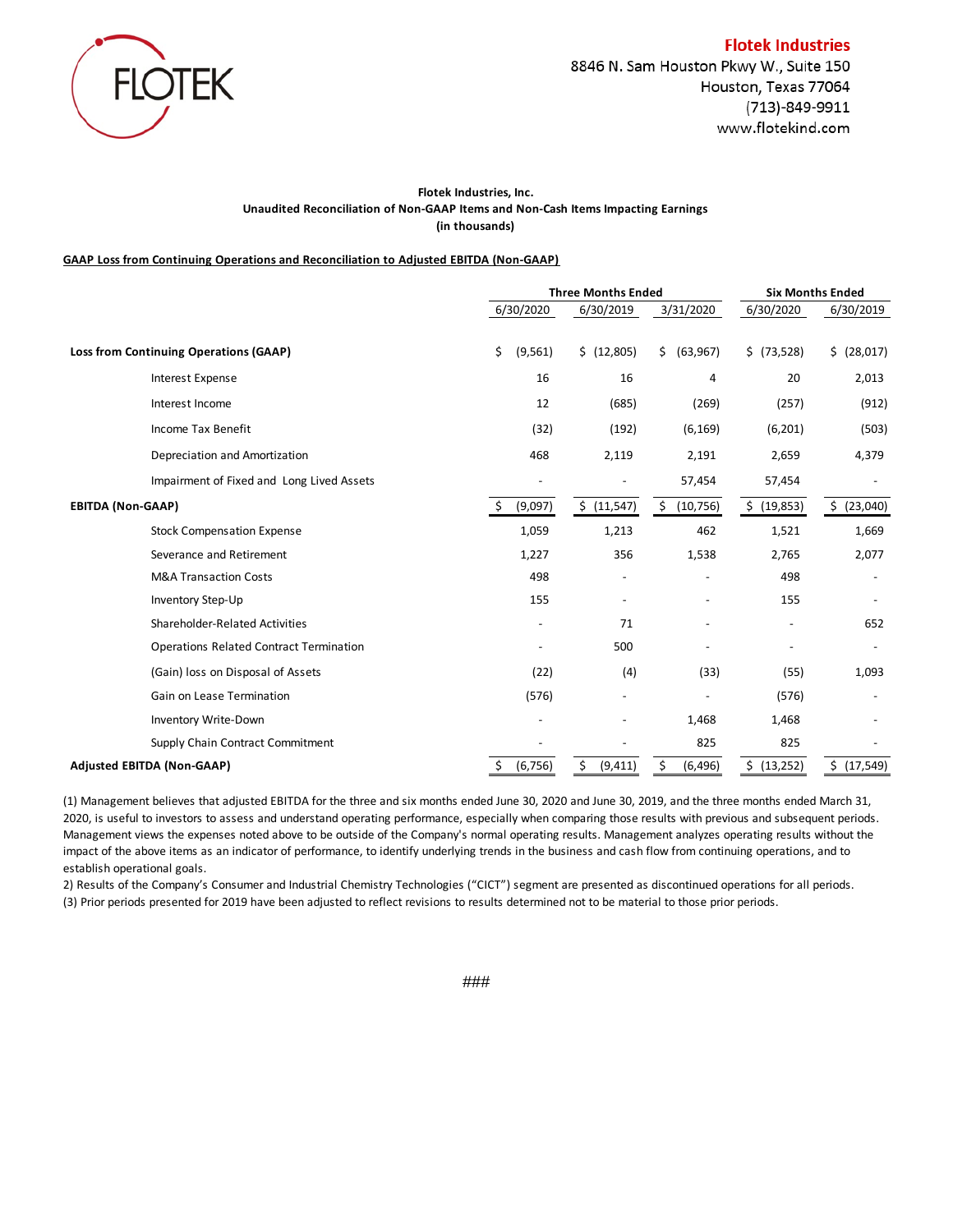**Flotek Industries**
8846 N. Sam Houston Pkwy W., Suite 150
Houston, Texas 77064
(713)-849-9911
www.flotekind.com

**Flotek Industries, Inc.**
**Unaudited Reconciliation of Non-GAAP Items and Non-Cash Items Impacting Earnings**
**(in thousands)**

**GAAP Loss from Continuing Operations and Reconciliation to Adjusted EBITDA (Non-GAAP)**

| | Three Months Ended | | | Six Months Ended | |
|---|---|---|---|---|---|
| | 6/30/2020 | 6/30/2019 | 3/31/2020 | 6/30/2020 | 6/30/2019 |
| **Loss from Continuing Operations (GAAP)** | $ (9,561) | $ (12,805) | $ (63,967) | $ (73,528) | $ (28,017) |
| Interest Expense | 16 | 16 | 4 | 20 | 2,013 |
| Interest Income | 12 | (685) | (269) | (257) | (912) |
| Income Tax Benefit | (32) | (192) | (6,169) | (6,201) | (503) |
| Depreciation and Amortization | 468 | 2,119 | 2,191 | 2,659 | 4,379 |
| Impairment of Fixed and Long Lived Assets | - | - | 57,454 | 57,454 | - |
| **EBITDA (Non-GAAP)** | $ (9,097) | $ (11,547) | $ (10,756) | $ (19,853) | $ (23,040) |
| Stock Compensation Expense | 1,059 | 1,213 | 462 | 1,521 | 1,669 |
| Severance and Retirement | 1,227 | 356 | 1,538 | 2,765 | 2,077 |
| M&A Transaction Costs | 498 | - | - | 498 | - |
| Inventory Step-Up | 155 | - | - | 155 | - |
| Shareholder-Related Activities | - | 71 | - | - | 652 |
| Operations Related Contract Termination | - | 500 | - | - | - |
| (Gain) loss on Disposal of Assets | (22) | (4) | (33) | (55) | 1,093 |
| Gain on Lease Termination | (576) | - | - | (576) | - |
| Inventory Write-Down | - | - | 1,468 | 1,468 | - |
| Supply Chain Contract Commitment | - | - | 825 | 825 | - |
| **Adjusted EBITDA (Non-GAAP)** | $ (6,756) | $ (9,411) | $ (6,496) | $ (13,252) | $ (17,549) |

(1) Management believes that adjusted EBITDA for the three and six months ended June 30, 2020 and June 30, 2019, and the three months ended March 31, 2020, is useful to investors to assess and understand operating performance, especially when comparing those results with previous and subsequent periods. Management views the expenses noted above to be outside of the Company's normal operating results. Management analyzes operating results without the impact of the above items as an indicator of performance, to identify underlying trends in the business and cash flow from continuing operations, and to establish operational goals.

2) Results of the Company's Consumer and Industrial Chemistry Technologies ("CICT") segment are presented as discontinued operations for all periods.

(3) Prior periods presented for 2019 have been adjusted to reflect revisions to results determined not to be material to those prior periods.

###